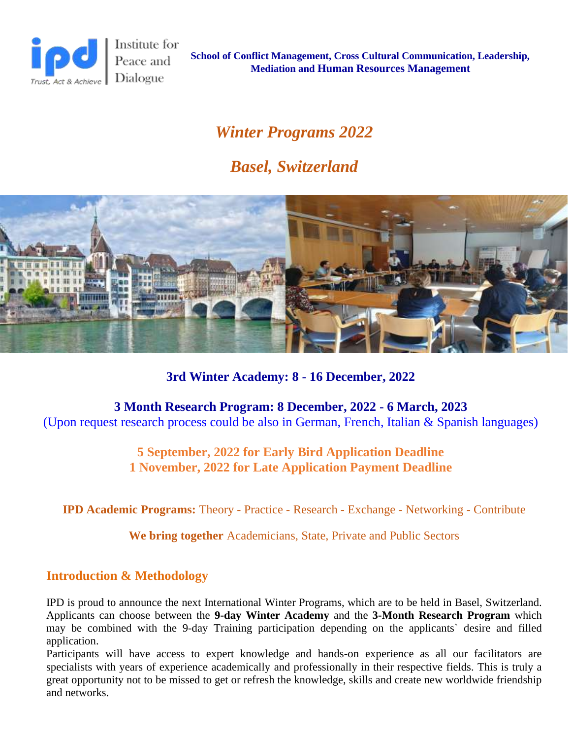Institute for Peace and Dialogue

Trust, Act & Achieve

**School of Conflict Management, Cross Cultural Communication, Leadership, Mediation and Human Resources Management**

# *Winter Programs 2022*

# *Basel, Switzerland*

**3rd Winter Academy: 8 - 16 December, 2022**

**3 Month Research Program: 8 December, 2022 - 6 March, 2023**
(Upon request research process could be also in German, French, Italian & Spanish languages)

**5 September, 2022 for Early Bird Application Deadline**
**1 November, 2022 for Late Application Payment Deadline**

**IPD Academic Programs:** Theory - Practice - Research - Exchange - Networking - Contribute

**We bring together** Academicians, State, Private and Public Sectors

## Introduction & Methodology

IPD is proud to announce the next International Winter Programs, which are to be held in Basel, Switzerland. Applicants can choose between the **9-day Winter Academy** and the **3-Month Research Program** which may be combined with the 9-day Training participation depending on the applicants` desire and filled application.
Participants will have access to expert knowledge and hands-on experience as all our facilitators are specialists with years of experience academically and professionally in their respective fields. This is truly a great opportunity not to be missed to get or refresh the knowledge, skills and create new worldwide friendship and networks.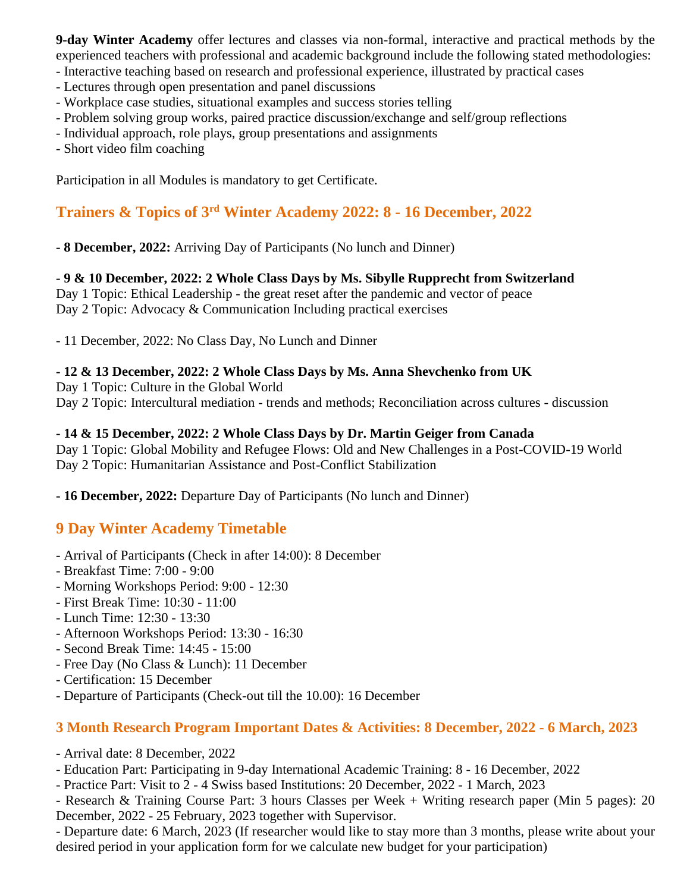**9-day Winter Academy** offer lectures and classes via non-formal, interactive and practical methods by the experienced teachers with professional and academic background include the following stated methodologies:

- Interactive teaching based on research and professional experience, illustrated by practical cases
- Lectures through open presentation and panel discussions
- Workplace case studies, situational examples and success stories telling
- Problem solving group works, paired practice discussion/exchange and self/group reflections
- Individual approach, role plays, group presentations and assignments
- Short video film coaching

Participation in all Modules is mandatory to get Certificate.

## Trainers & Topics of 3rd Winter Academy 2022: 8 - 16 December, 2022

**- 8 December, 2022:** Arriving Day of Participants (No lunch and Dinner)

**- 9 & 10 December, 2022: 2 Whole Class Days by Ms. Sibylle Rupprecht from Switzerland**
Day 1 Topic: Ethical Leadership - the great reset after the pandemic and vector of peace
Day 2 Topic: Advocacy & Communication Including practical exercises

- 11 December, 2022: No Class Day, No Lunch and Dinner

**- 12 & 13 December, 2022: 2 Whole Class Days by Ms. Anna Shevchenko from UK**
Day 1 Topic: Culture in the Global World
Day 2 Topic: Intercultural mediation - trends and methods; Reconciliation across cultures - discussion

**- 14 & 15 December, 2022: 2 Whole Class Days by Dr. Martin Geiger from Canada**
Day 1 Topic: Global Mobility and Refugee Flows: Old and New Challenges in a Post-COVID-19 World
Day 2 Topic: Humanitarian Assistance and Post-Conflict Stabilization

**- 16 December, 2022:** Departure Day of Participants (No lunch and Dinner)

## 9 Day Winter Academy Timetable

- Arrival of Participants (Check in after 14:00): 8 December
- Breakfast Time: 7:00 - 9:00
- Morning Workshops Period: 9:00 - 12:30
- First Break Time: 10:30 - 11:00
- Lunch Time: 12:30 - 13:30
- Afternoon Workshops Period: 13:30 - 16:30
- Second Break Time: 14:45 - 15:00
- Free Day (No Class & Lunch): 11 December
- Certification: 15 December
- Departure of Participants (Check-out till the 10.00): 16 December

### 3 Month Research Program Important Dates & Activities: 8 December, 2022 - 6 March, 2023

- Arrival date: 8 December, 2022
- Education Part: Participating in 9-day International Academic Training: 8 - 16 December, 2022
- Practice Part: Visit to 2 - 4 Swiss based Institutions: 20 December, 2022 - 1 March, 2023
- Research & Training Course Part: 3 hours Classes per Week + Writing research paper (Min 5 pages): 20 December, 2022 - 25 February, 2023 together with Supervisor.
- Departure date: 6 March, 2023 (If researcher would like to stay more than 3 months, please write about your desired period in your application form for we calculate new budget for your participation)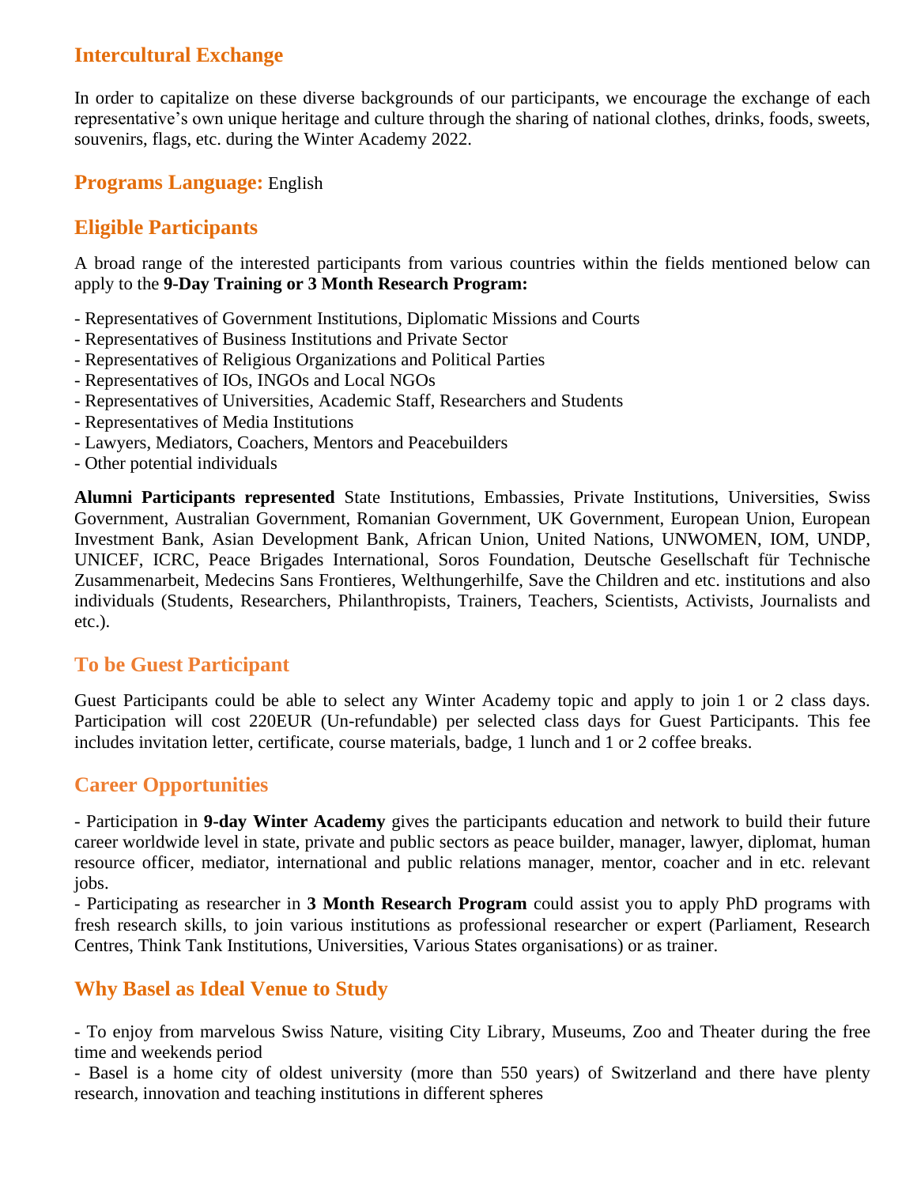## Intercultural Exchange

In order to capitalize on these diverse backgrounds of our participants, we encourage the exchange of each representative's own unique heritage and culture through the sharing of national clothes, drinks, foods, sweets, souvenirs, flags, etc. during the Winter Academy 2022.

## Programs Language: English

## Eligible Participants

A broad range of the interested participants from various countries within the fields mentioned below can apply to the **9-Day Training or 3 Month Research Program:**

- Representatives of Government Institutions, Diplomatic Missions and Courts
- Representatives of Business Institutions and Private Sector
- Representatives of Religious Organizations and Political Parties
- Representatives of IOs, INGOs and Local NGOs
- Representatives of Universities, Academic Staff, Researchers and Students
- Representatives of Media Institutions
- Lawyers, Mediators, Coachers, Mentors and Peacebuilders
- Other potential individuals

**Alumni Participants represented** State Institutions, Embassies, Private Institutions, Universities, Swiss Government, Australian Government, Romanian Government, UK Government, European Union, European Investment Bank, Asian Development Bank, African Union, United Nations, UNWOMEN, IOM, UNDP, UNICEF, ICRC, Peace Brigades International, Soros Foundation, Deutsche Gesellschaft für Technische Zusammenarbeit, Medecins Sans Frontieres, Welthungerhilfe, Save the Children and etc. institutions and also individuals (Students, Researchers, Philanthropists, Trainers, Teachers, Scientists, Activists, Journalists and etc.).

## To be Guest Participant

Guest Participants could be able to select any Winter Academy topic and apply to join 1 or 2 class days. Participation will cost 220EUR (Un-refundable) per selected class days for Guest Participants. This fee includes invitation letter, certificate, course materials, badge, 1 lunch and 1 or 2 coffee breaks.

## Career Opportunities

- Participation in **9-day Winter Academy** gives the participants education and network to build their future career worldwide level in state, private and public sectors as peace builder, manager, lawyer, diplomat, human resource officer, mediator, international and public relations manager, mentor, coacher and in etc. relevant jobs.
- Participating as researcher in **3 Month Research Program** could assist you to apply PhD programs with fresh research skills, to join various institutions as professional researcher or expert (Parliament, Research Centres, Think Tank Institutions, Universities, Various States organisations) or as trainer.

## Why Basel as Ideal Venue to Study

- To enjoy from marvelous Swiss Nature, visiting City Library, Museums, Zoo and Theater during the free time and weekends period
- Basel is a home city of oldest university (more than 550 years) of Switzerland and there have plenty research, innovation and teaching institutions in different spheres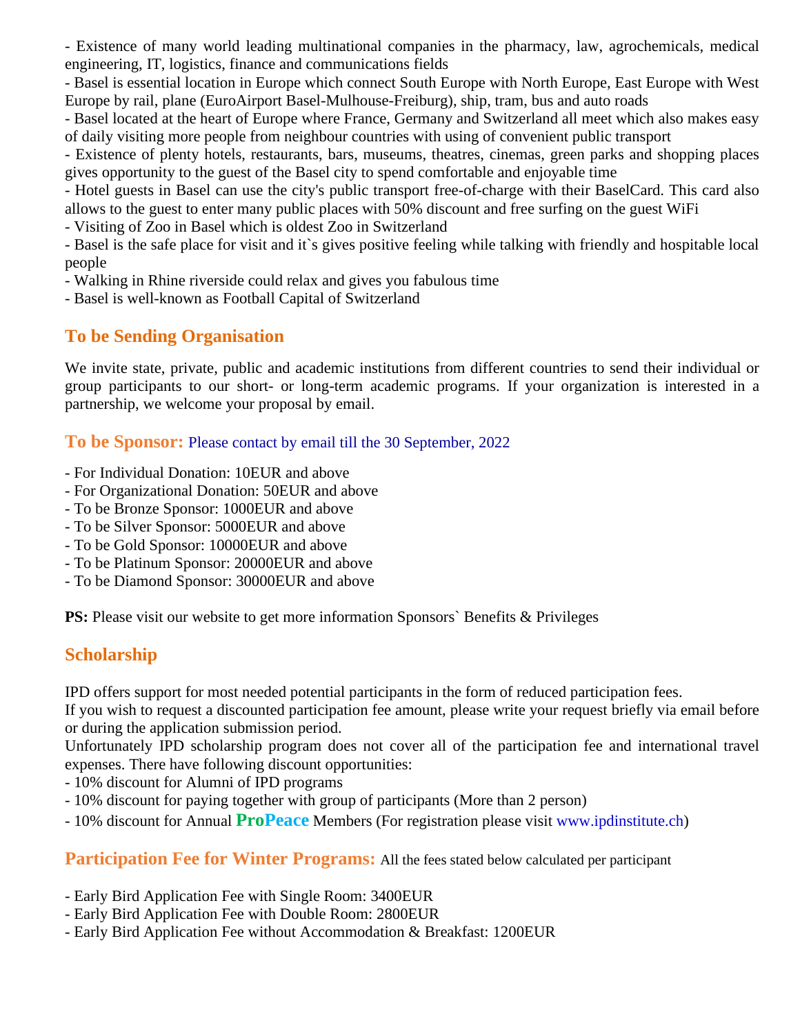- Existence of many world leading multinational companies in the pharmacy, law, agrochemicals, medical engineering, IT, logistics, finance and communications fields
- Basel is essential location in Europe which connect South Europe with North Europe, East Europe with West Europe by rail, plane (EuroAirport Basel-Mulhouse-Freiburg), ship, tram, bus and auto roads
- Basel located at the heart of Europe where France, Germany and Switzerland all meet which also makes easy of daily visiting more people from neighbour countries with using of convenient public transport
- Existence of plenty hotels, restaurants, bars, museums, theatres, cinemas, green parks and shopping places gives opportunity to the guest of the Basel city to spend comfortable and enjoyable time
- Hotel guests in Basel can use the city's public transport free-of-charge with their BaselCard. This card also allows to the guest to enter many public places with 50% discount and free surfing on the guest WiFi
- Visiting of Zoo in Basel which is oldest Zoo in Switzerland
- Basel is the safe place for visit and it`s gives positive feeling while talking with friendly and hospitable local people
- Walking in Rhine riverside could relax and gives you fabulous time
- Basel is well-known as Football Capital of Switzerland

## To be Sending Organisation

We invite state, private, public and academic institutions from different countries to send their individual or group participants to our short- or long-term academic programs. If your organization is interested in a partnership, we welcome your proposal by email.

## To be Sponsor: Please contact by email till the 30 September, 2022

- For Individual Donation: 10EUR and above
- For Organizational Donation: 50EUR and above
- To be Bronze Sponsor: 1000EUR and above
- To be Silver Sponsor: 5000EUR and above
- To be Gold Sponsor: 10000EUR and above
- To be Platinum Sponsor: 20000EUR and above
- To be Diamond Sponsor: 30000EUR and above

**PS:** Please visit our website to get more information Sponsors` Benefits & Privileges

## Scholarship

IPD offers support for most needed potential participants in the form of reduced participation fees.
If you wish to request a discounted participation fee amount, please write your request briefly via email before or during the application submission period.
Unfortunately IPD scholarship program does not cover all of the participation fee and international travel expenses. There have following discount opportunities:
- 10% discount for Alumni of IPD programs
- 10% discount for paying together with group of participants (More than 2 person)
- 10% discount for Annual **ProPeace** Members (For registration please visit www.ipdinstitute.ch)

## Participation Fee for Winter Programs: All the fees stated below calculated per participant

- Early Bird Application Fee with Single Room: 3400EUR
- Early Bird Application Fee with Double Room: 2800EUR
- Early Bird Application Fee without Accommodation & Breakfast: 1200EUR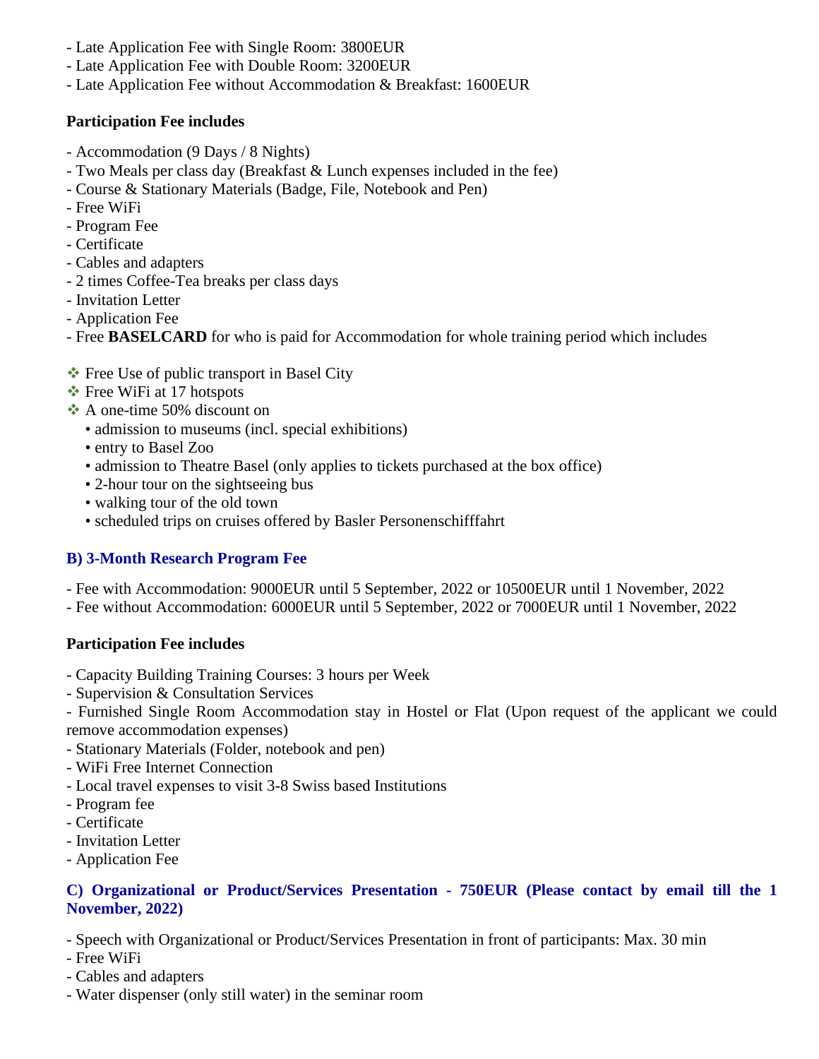- Late Application Fee with Single Room: 3800EUR
- Late Application Fee with Double Room: 3200EUR
- Late Application Fee without Accommodation & Breakfast: 1600EUR

**Participation Fee includes**

- Accommodation (9 Days / 8 Nights)
- Two Meals per class day (Breakfast & Lunch expenses included in the fee)
- Course & Stationary Materials (Badge, File, Notebook and Pen)
- Free WiFi
- Program Fee
- Certificate
- Cables and adapters
- 2 times Coffee-Tea breaks per class days
- Invitation Letter
- Application Fee
- Free **BASELCARD** for who is paid for Accommodation for whole training period which includes

❖ Free Use of public transport in Basel City
❖ Free WiFi at 17 hotspots
❖ A one-time 50% discount on
  • admission to museums (incl. special exhibitions)
  • entry to Basel Zoo
  • admission to Theatre Basel (only applies to tickets purchased at the box office)
  • 2-hour tour on the sightseeing bus
  • walking tour of the old town
  • scheduled trips on cruises offered by Basler Personenschifffahrt

### B) 3-Month Research Program Fee

- Fee with Accommodation: 9000EUR until 5 September, 2022 or 10500EUR until 1 November, 2022
- Fee without Accommodation: 6000EUR until 5 September, 2022 or 7000EUR until 1 November, 2022

**Participation Fee includes**

- Capacity Building Training Courses: 3 hours per Week
- Supervision & Consultation Services
- Furnished Single Room Accommodation stay in Hostel or Flat (Upon request of the applicant we could remove accommodation expenses)
- Stationary Materials (Folder, notebook and pen)
- WiFi Free Internet Connection
- Local travel expenses to visit 3-8 Swiss based Institutions
- Program fee
- Certificate
- Invitation Letter
- Application Fee

### C) Organizational or Product/Services Presentation - 750EUR (Please contact by email till the 1 November, 2022)

- Speech with Organizational or Product/Services Presentation in front of participants: Max. 30 min
- Free WiFi
- Cables and adapters
- Water dispenser (only still water) in the seminar room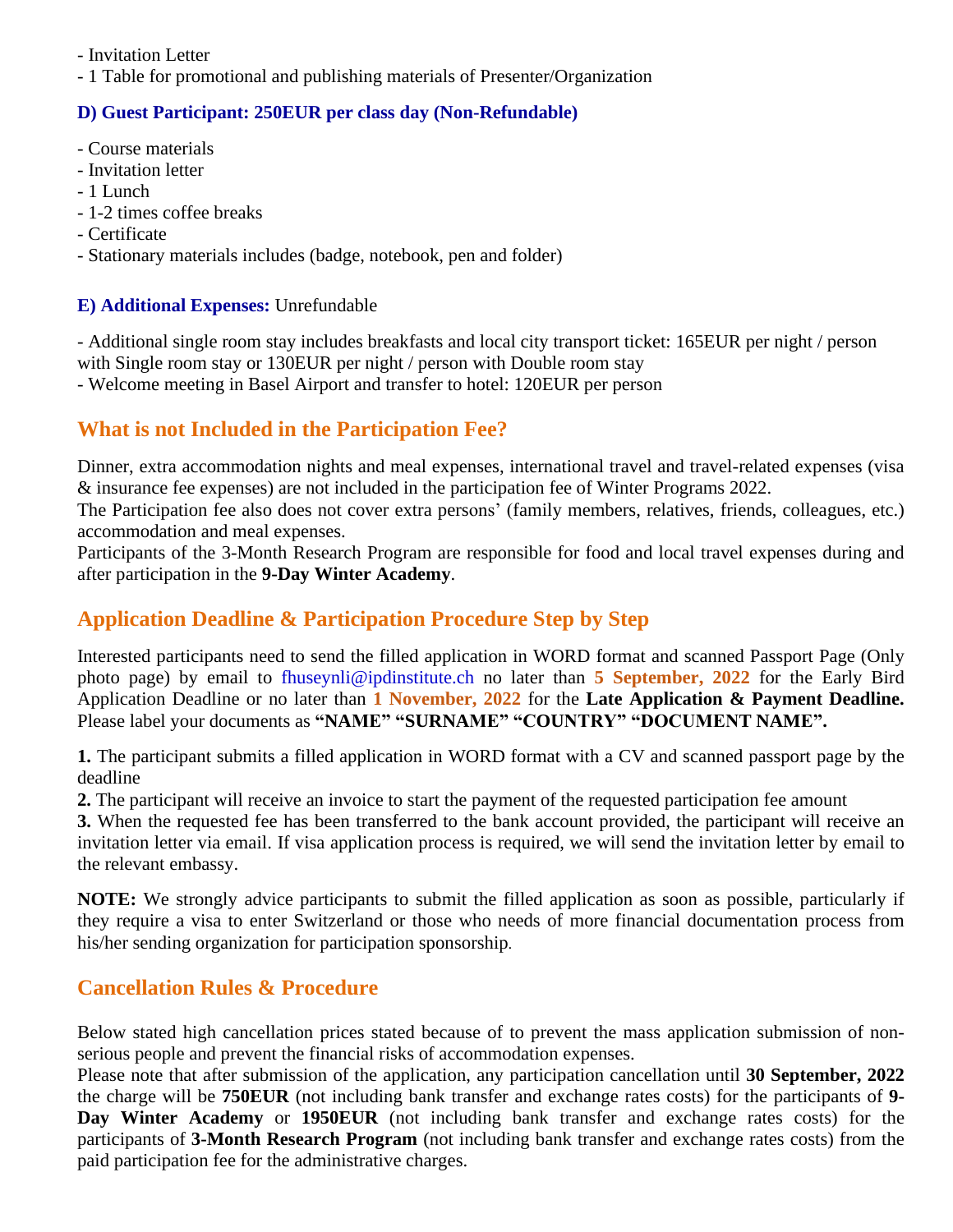- Invitation Letter
- 1 Table for promotional and publishing materials of Presenter/Organization

### D) Guest Participant: 250EUR per class day (Non-Refundable)

- Course materials
- Invitation letter
- 1 Lunch
- 1-2 times coffee breaks
- Certificate
- Stationary materials includes (badge, notebook, pen and folder)

### E) Additional Expenses: Unrefundable

- Additional single room stay includes breakfasts and local city transport ticket: 165EUR per night / person with Single room stay or 130EUR per night / person with Double room stay
- Welcome meeting in Basel Airport and transfer to hotel: 120EUR per person

## What is not Included in the Participation Fee?

Dinner, extra accommodation nights and meal expenses, international travel and travel-related expenses (visa & insurance fee expenses) are not included in the participation fee of Winter Programs 2022.
The Participation fee also does not cover extra persons' (family members, relatives, friends, colleagues, etc.) accommodation and meal expenses.
Participants of the 3-Month Research Program are responsible for food and local travel expenses during and after participation in the **9-Day Winter Academy**.

## Application Deadline & Participation Procedure Step by Step

Interested participants need to send the filled application in WORD format and scanned Passport Page (Only photo page) by email to fhuseynli@ipdinstitute.ch no later than **5 September, 2022** for the Early Bird Application Deadline or no later than **1 November, 2022** for the **Late Application & Payment Deadline.** Please label your documents as **"NAME" "SURNAME" "COUNTRY" "DOCUMENT NAME".**

**1.** The participant submits a filled application in WORD format with a CV and scanned passport page by the deadline
**2.** The participant will receive an invoice to start the payment of the requested participation fee amount
**3.** When the requested fee has been transferred to the bank account provided, the participant will receive an invitation letter via email. If visa application process is required, we will send the invitation letter by email to the relevant embassy.

**NOTE:** We strongly advice participants to submit the filled application as soon as possible, particularly if they require a visa to enter Switzerland or those who needs of more financial documentation process from his/her sending organization for participation sponsorship.

## Cancellation Rules & Procedure

Below stated high cancellation prices stated because of to prevent the mass application submission of non-serious people and prevent the financial risks of accommodation expenses.
Please note that after submission of the application, any participation cancellation until **30 September, 2022** the charge will be **750EUR** (not including bank transfer and exchange rates costs) for the participants of **9-Day Winter Academy** or **1950EUR** (not including bank transfer and exchange rates costs) for the participants of **3-Month Research Program** (not including bank transfer and exchange rates costs) from the paid participation fee for the administrative charges.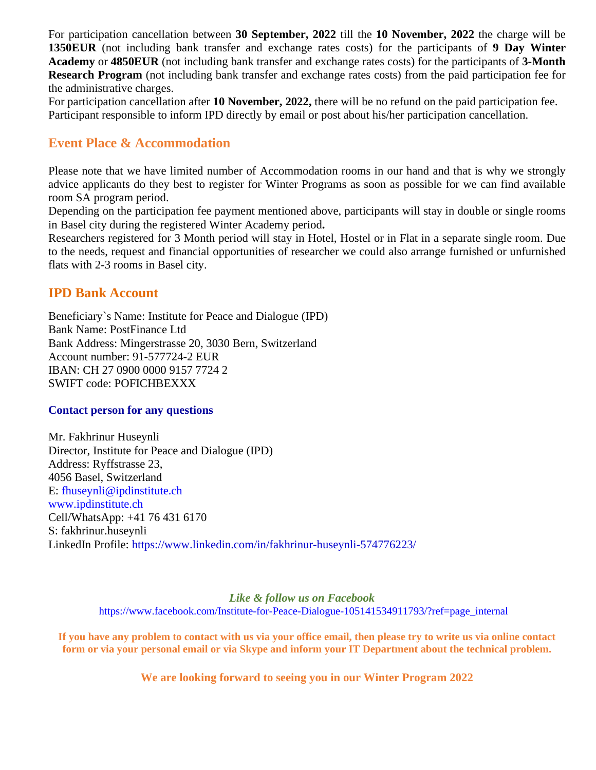For participation cancellation between **30 September, 2022** till the **10 November, 2022** the charge will be **1350EUR** (not including bank transfer and exchange rates costs) for the participants of **9 Day Winter Academy** or **4850EUR** (not including bank transfer and exchange rates costs) for the participants of **3-Month Research Program** (not including bank transfer and exchange rates costs) from the paid participation fee for the administrative charges.
For participation cancellation after **10 November, 2022,** there will be no refund on the paid participation fee.
Participant responsible to inform IPD directly by email or post about his/her participation cancellation.

## Event Place & Accommodation

Please note that we have limited number of Accommodation rooms in our hand and that is why we strongly advice applicants do they best to register for Winter Programs as soon as possible for we can find available room SA program period.
Depending on the participation fee payment mentioned above, participants will stay in double or single rooms in Basel city during the registered Winter Academy period**.**
Researchers registered for 3 Month period will stay in Hotel, Hostel or in Flat in a separate single room. Due to the needs, request and financial opportunities of researcher we could also arrange furnished or unfurnished flats with 2-3 rooms in Basel city.

## IPD Bank Account

Beneficiary`s Name: Institute for Peace and Dialogue (IPD)
Bank Name: PostFinance Ltd
Bank Address: Mingerstrasse 20, 3030 Bern, Switzerland
Account number: 91-577724-2 EUR
IBAN: CH 27 0900 0000 9157 7724 2
SWIFT code: POFICHBEXXX

### Contact person for any questions

Mr. Fakhrinur Huseynli
Director, Institute for Peace and Dialogue (IPD)
Address: Ryffstrasse 23,
4056 Basel, Switzerland
E: fhuseynli@ipdinstitute.ch
www.ipdinstitute.ch
Cell/WhatsApp: +41 76 431 6170
S: fakhrinur.huseynli
LinkedIn Profile: https://www.linkedin.com/in/fakhrinur-huseynli-574776223/

***Like & follow us on Facebook***
https://www.facebook.com/Institute-for-Peace-Dialogue-105141534911793/?ref=page_internal

**If you have any problem to contact with us via your office email, then please try to write us via online contact form or via your personal email or via Skype and inform your IT Department about the technical problem.**

**We are looking forward to seeing you in our Winter Program 2022**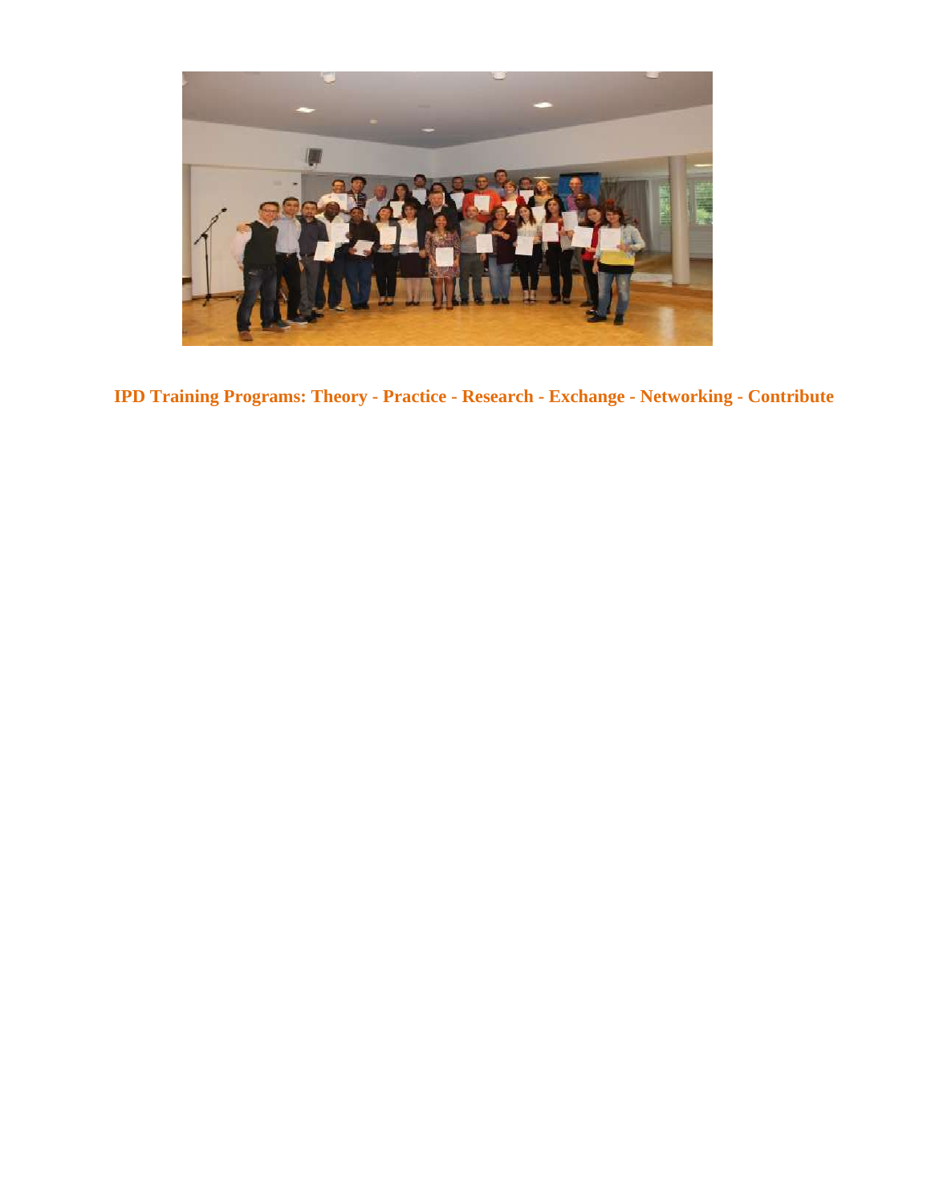**IPD Training Programs: Theory - Practice - Research - Exchange - Networking - Contribute**